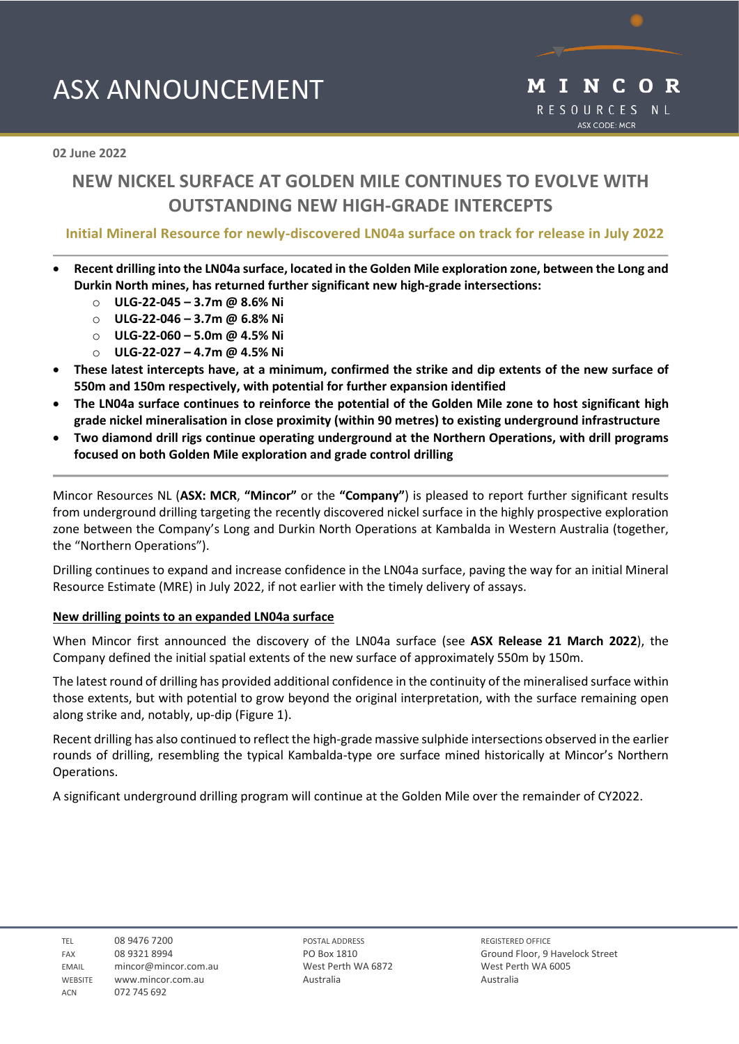# ASX ANNOUNCEMENT

**MINCOR RESOURCES NL**
ASX CODE: MCR

**02 June 2022**

## NEW NICKEL SURFACE AT GOLDEN MILE CONTINUES TO EVOLVE WITH OUTSTANDING NEW HIGH-GRADE INTERCEPTS

### Initial Mineral Resource for newly-discovered LN04a surface on track for release in July 2022

- **Recent drilling into the LN04a surface, located in the Golden Mile exploration zone, between the Long and Durkin North mines, has returned further significant new high-grade intersections:**
  - **ULG-22-045 – 3.7m @ 8.6% Ni**
  - **ULG-22-046 – 3.7m @ 6.8% Ni**
  - **ULG-22-060 – 5.0m @ 4.5% Ni**
  - **ULG-22-027 – 4.7m @ 4.5% Ni**
- **These latest intercepts have, at a minimum, confirmed the strike and dip extents of the new surface of 550m and 150m respectively, with potential for further expansion identified**
- **The LN04a surface continues to reinforce the potential of the Golden Mile zone to host significant high grade nickel mineralisation in close proximity (within 90 metres) to existing underground infrastructure**
- **Two diamond drill rigs continue operating underground at the Northern Operations, with drill programs focused on both Golden Mile exploration and grade control drilling**

Mincor Resources NL (**ASX: MCR**, **"Mincor"** or the **"Company"**) is pleased to report further significant results from underground drilling targeting the recently discovered nickel surface in the highly prospective exploration zone between the Company's Long and Durkin North Operations at Kambalda in Western Australia (together, the "Northern Operations").

Drilling continues to expand and increase confidence in the LN04a surface, paving the way for an initial Mineral Resource Estimate (MRE) in July 2022, if not earlier with the timely delivery of assays.

**New drilling points to an expanded LN04a surface**

When Mincor first announced the discovery of the LN04a surface (see **ASX Release 21 March 2022**), the Company defined the initial spatial extents of the new surface of approximately 550m by 150m.

The latest round of drilling has provided additional confidence in the continuity of the mineralised surface within those extents, but with potential to grow beyond the original interpretation, with the surface remaining open along strike and, notably, up-dip (Figure 1).

Recent drilling has also continued to reflect the high-grade massive sulphide intersections observed in the earlier rounds of drilling, resembling the typical Kambalda-type ore surface mined historically at Mincor's Northern Operations.

A significant underground drilling program will continue at the Golden Mile over the remainder of CY2022.

| | | | | |
|---|---|---|---|---|
| TEL | 08 9476 7200 | POSTAL ADDRESS | REGISTERED OFFICE |
| FAX | 08 9321 8994 | PO Box 1810 | Ground Floor, 9 Havelock Street |
| EMAIL | mincor@mincor.com.au | West Perth WA 6872 | West Perth WA 6005 |
| WEBSITE | www.mincor.com.au | Australia | Australia |
| ACN | 072 745 692 | | |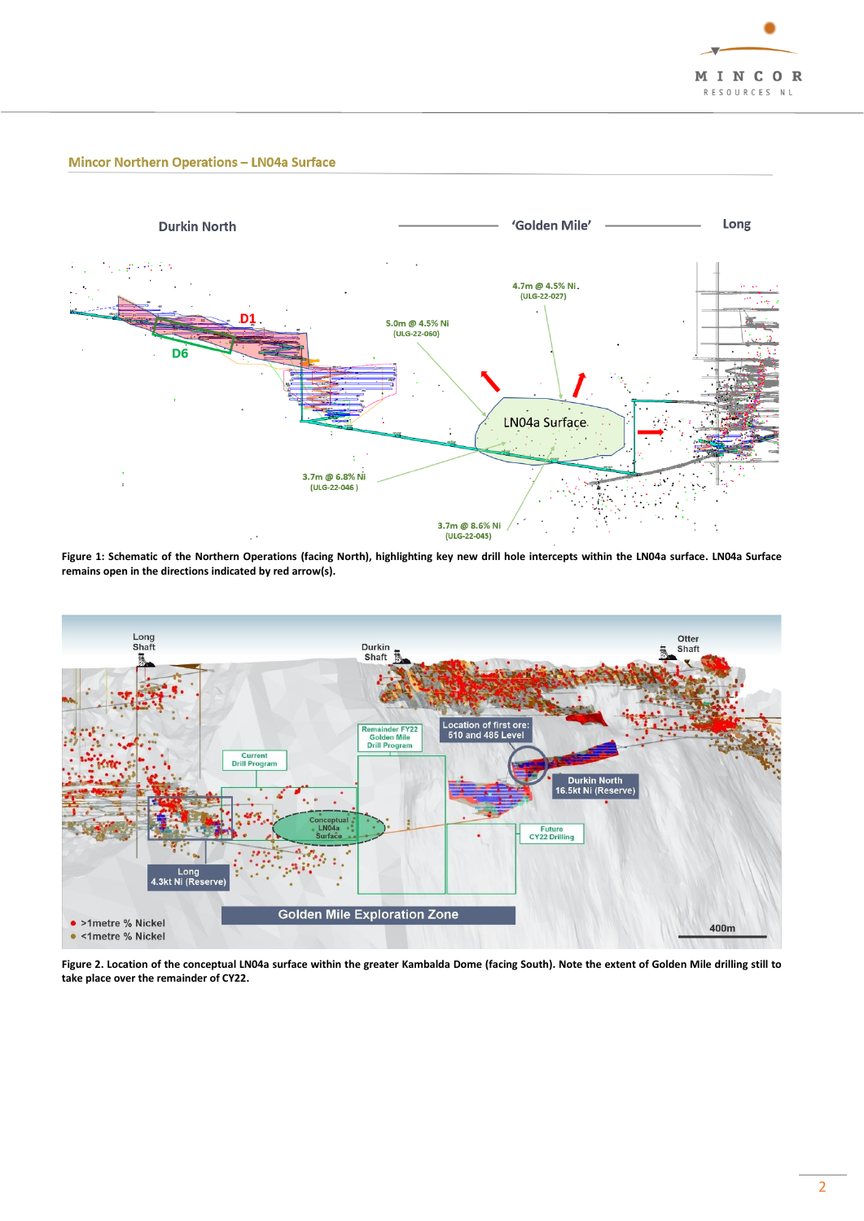## Mincor Northern Operations – LN04a Surface

Figure 1: Schematic of the Northern Operations (facing North), highlighting key new drill hole intercepts within the LN04a surface. LN04a Surface remains open in the directions indicated by red arrow(s).

Figure 2. Location of the conceptual LN04a surface within the greater Kambalda Dome (facing South). Note the extent of Golden Mile drilling still to take place over the remainder of CY22.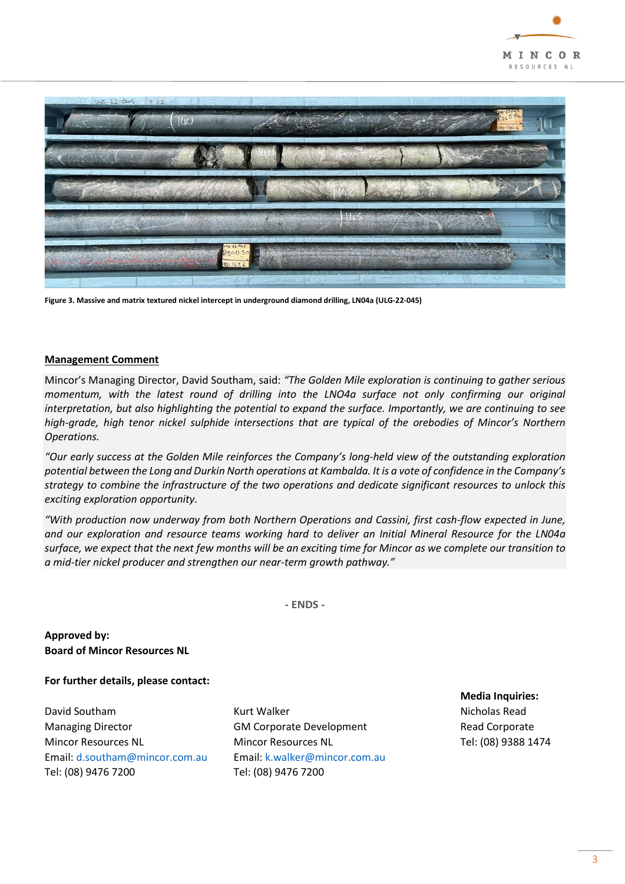Figure 3. Massive and matrix textured nickel intercept in underground diamond drilling, LN04a (ULG-22-045)

**Management Comment**

Mincor's Managing Director, David Southam, said: *"The Golden Mile exploration is continuing to gather serious momentum, with the latest round of drilling into the LNO4a surface not only confirming our original interpretation, but also highlighting the potential to expand the surface. Importantly, we are continuing to see high-grade, high tenor nickel sulphide intersections that are typical of the orebodies of Mincor's Northern Operations.*

*"Our early success at the Golden Mile reinforces the Company's long-held view of the outstanding exploration potential between the Long and Durkin North operations at Kambalda. It is a vote of confidence in the Company's strategy to combine the infrastructure of the two operations and dedicate significant resources to unlock this exciting exploration opportunity.*

*"With production now underway from both Northern Operations and Cassini, first cash-flow expected in June, and our exploration and resource teams working hard to deliver an Initial Mineral Resource for the LN04a surface, we expect that the next few months will be an exciting time for Mincor as we complete our transition to a mid-tier nickel producer and strengthen our near-term growth pathway."*

**- ENDS -**

**Approved by:**
**Board of Mincor Resources NL**

**For further details, please contact:**

David Southam
Managing Director
Mincor Resources NL
Email: d.southam@mincor.com.au
Tel: (08) 9476 7200

Kurt Walker
GM Corporate Development
Mincor Resources NL
Email: k.walker@mincor.com.au
Tel: (08) 9476 7200

**Media Inquiries:**
Nicholas Read
Read Corporate
Tel: (08) 9388 1474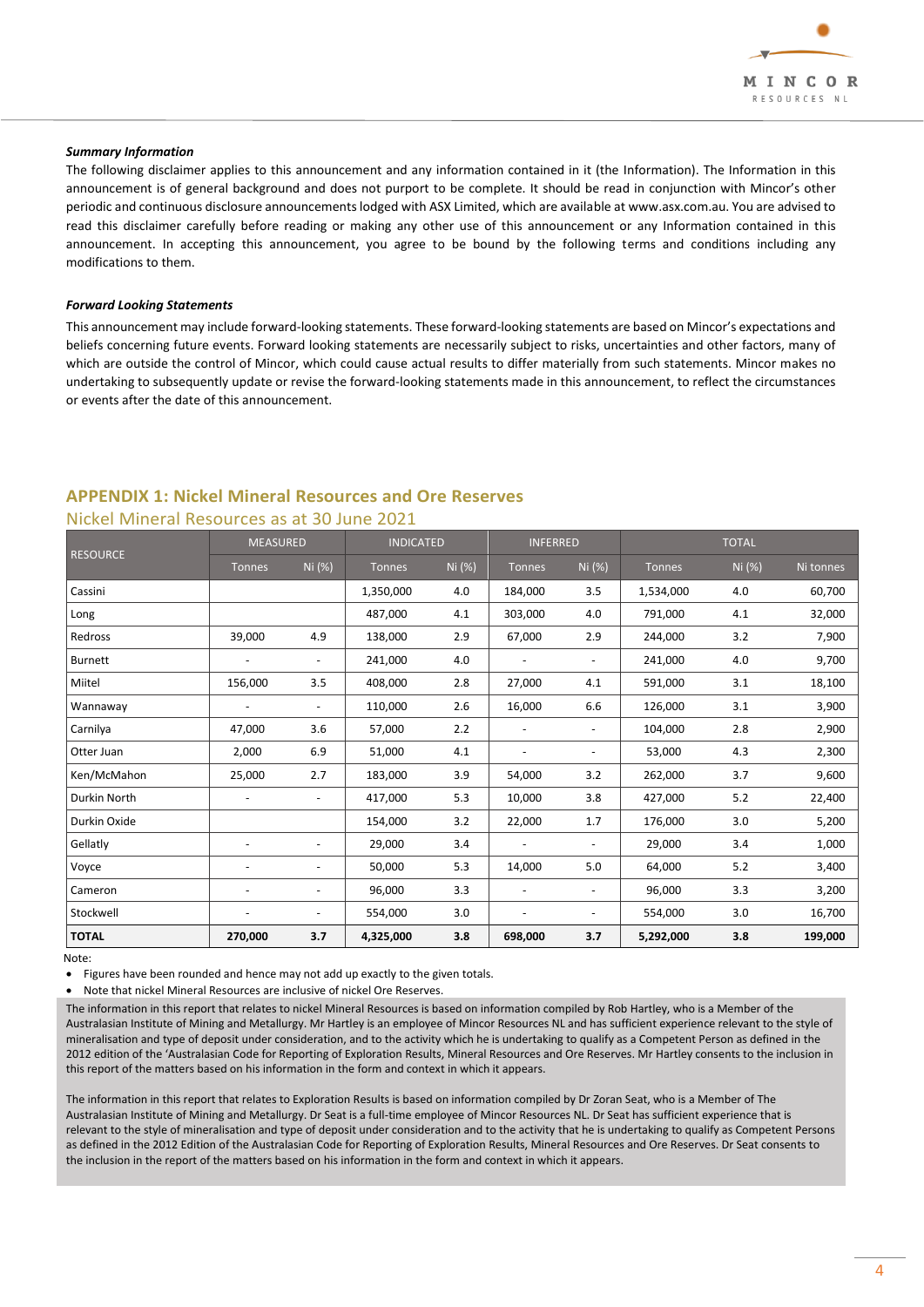***Summary Information***

The following disclaimer applies to this announcement and any information contained in it (the Information). The Information in this announcement is of general background and does not purport to be complete. It should be read in conjunction with Mincor's other periodic and continuous disclosure announcements lodged with ASX Limited, which are available at www.asx.com.au. You are advised to read this disclaimer carefully before reading or making any other use of this announcement or any Information contained in this announcement. In accepting this announcement, you agree to be bound by the following terms and conditions including any modifications to them.

***Forward Looking Statements***

This announcement may include forward-looking statements. These forward-looking statements are based on Mincor's expectations and beliefs concerning future events. Forward looking statements are necessarily subject to risks, uncertainties and other factors, many of which are outside the control of Mincor, which could cause actual results to differ materially from such statements. Mincor makes no undertaking to subsequently update or revise the forward-looking statements made in this announcement, to reflect the circumstances or events after the date of this announcement.

## APPENDIX 1: Nickel Mineral Resources and Ore Reserves

### Nickel Mineral Resources as at 30 June 2021

| RESOURCE | MEASURED | | INDICATED | | INFERRED | | TOTAL | | |
|---|---|---|---|---|---|---|---|---|---|
| | Tonnes | Ni (%) | Tonnes | Ni (%) | Tonnes | Ni (%) | Tonnes | Ni (%) | Ni tonnes |
| Cassini | | | 1,350,000 | 4.0 | 184,000 | 3.5 | 1,534,000 | 4.0 | 60,700 |
| Long | | | 487,000 | 4.1 | 303,000 | 4.0 | 791,000 | 4.1 | 32,000 |
| Redross | 39,000 | 4.9 | 138,000 | 2.9 | 67,000 | 2.9 | 244,000 | 3.2 | 7,900 |
| Burnett | - | - | 241,000 | 4.0 | - | - | 241,000 | 4.0 | 9,700 |
| Miitel | 156,000 | 3.5 | 408,000 | 2.8 | 27,000 | 4.1 | 591,000 | 3.1 | 18,100 |
| Wannaway | - | - | 110,000 | 2.6 | 16,000 | 6.6 | 126,000 | 3.1 | 3,900 |
| Carnilya | 47,000 | 3.6 | 57,000 | 2.2 | - | - | 104,000 | 2.8 | 2,900 |
| Otter Juan | 2,000 | 6.9 | 51,000 | 4.1 | - | - | 53,000 | 4.3 | 2,300 |
| Ken/McMahon | 25,000 | 2.7 | 183,000 | 3.9 | 54,000 | 3.2 | 262,000 | 3.7 | 9,600 |
| Durkin North | - | - | 417,000 | 5.3 | 10,000 | 3.8 | 427,000 | 5.2 | 22,400 |
| Durkin Oxide | | | 154,000 | 3.2 | 22,000 | 1.7 | 176,000 | 3.0 | 5,200 |
| Gellatly | - | - | 29,000 | 3.4 | - | - | 29,000 | 3.4 | 1,000 |
| Voyce | - | - | 50,000 | 5.3 | 14,000 | 5.0 | 64,000 | 5.2 | 3,400 |
| Cameron | - | - | 96,000 | 3.3 | - | - | 96,000 | 3.3 | 3,200 |
| Stockwell | - | - | 554,000 | 3.0 | - | - | 554,000 | 3.0 | 16,700 |
| **TOTAL** | **270,000** | **3.7** | **4,325,000** | **3.8** | **698,000** | **3.7** | **5,292,000** | **3.8** | **199,000** |

Note:

- Figures have been rounded and hence may not add up exactly to the given totals.
- Note that nickel Mineral Resources are inclusive of nickel Ore Reserves.

The information in this report that relates to nickel Mineral Resources is based on information compiled by Rob Hartley, who is a Member of the Australasian Institute of Mining and Metallurgy. Mr Hartley is an employee of Mincor Resources NL and has sufficient experience relevant to the style of mineralisation and type of deposit under consideration, and to the activity which he is undertaking to qualify as a Competent Person as defined in the 2012 edition of the 'Australasian Code for Reporting of Exploration Results, Mineral Resources and Ore Reserves. Mr Hartley consents to the inclusion in this report of the matters based on his information in the form and context in which it appears.

The information in this report that relates to Exploration Results is based on information compiled by Dr Zoran Seat, who is a Member of The Australasian Institute of Mining and Metallurgy. Dr Seat is a full-time employee of Mincor Resources NL. Dr Seat has sufficient experience that is relevant to the style of mineralisation and type of deposit under consideration and to the activity that he is undertaking to qualify as Competent Persons as defined in the 2012 Edition of the Australasian Code for Reporting of Exploration Results, Mineral Resources and Ore Reserves. Dr Seat consents to the inclusion in the report of the matters based on his information in the form and context in which it appears.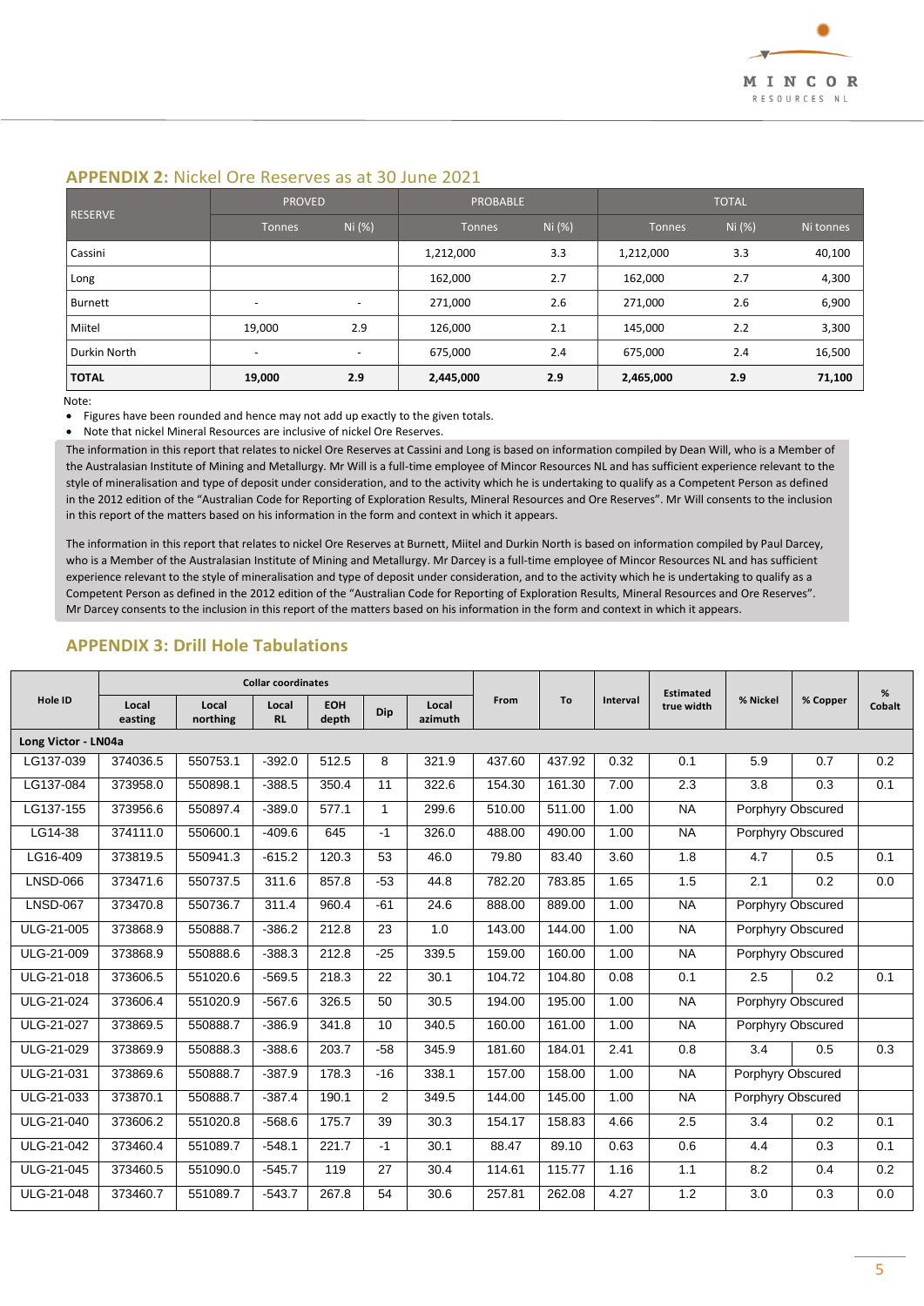## APPENDIX 2: Nickel Ore Reserves as at 30 June 2021

| RESERVE | PROVED | | PROBABLE | | TOTAL | | |
|---|---|---|---|---|---|---|---|
| | Tonnes | Ni (%) | Tonnes | Ni (%) | Tonnes | Ni (%) | Ni tonnes |
| Cassini | | | 1,212,000 | 3.3 | 1,212,000 | 3.3 | 40,100 |
| Long | | | 162,000 | 2.7 | 162,000 | 2.7 | 4,300 |
| Burnett | - | - | 271,000 | 2.6 | 271,000 | 2.6 | 6,900 |
| Miitel | 19,000 | 2.9 | 126,000 | 2.1 | 145,000 | 2.2 | 3,300 |
| Durkin North | - | - | 675,000 | 2.4 | 675,000 | 2.4 | 16,500 |
| **TOTAL** | **19,000** | **2.9** | **2,445,000** | **2.9** | **2,465,000** | **2.9** | **71,100** |

Note:

- Figures have been rounded and hence may not add up exactly to the given totals.
- Note that nickel Mineral Resources are inclusive of nickel Ore Reserves.

The information in this report that relates to nickel Ore Reserves at Cassini and Long is based on information compiled by Dean Will, who is a Member of the Australasian Institute of Mining and Metallurgy. Mr Will is a full-time employee of Mincor Resources NL and has sufficient experience relevant to the style of mineralisation and type of deposit under consideration, and to the activity which he is undertaking to qualify as a Competent Person as defined in the 2012 edition of the "Australian Code for Reporting of Exploration Results, Mineral Resources and Ore Reserves". Mr Will consents to the inclusion in this report of the matters based on his information in the form and context in which it appears.

The information in this report that relates to nickel Ore Reserves at Burnett, Miitel and Durkin North is based on information compiled by Paul Darcey, who is a Member of the Australasian Institute of Mining and Metallurgy. Mr Darcey is a full-time employee of Mincor Resources NL and has sufficient experience relevant to the style of mineralisation and type of deposit under consideration, and to the activity which he is undertaking to qualify as a Competent Person as defined in the 2012 edition of the "Australian Code for Reporting of Exploration Results, Mineral Resources and Ore Reserves". Mr Darcey consents to the inclusion in this report of the matters based on his information in the form and context in which it appears.

## APPENDIX 3: Drill Hole Tabulations

| Hole ID | Collar coordinates | | | | | | From | To | Interval | Estimated true width | % Nickel | % Copper | % Cobalt |
|---|---|---|---|---|---|---|---|---|---|---|---|---|---|
| | Local easting | Local northing | Local RL | EOH depth | Dip | Local azimuth | | | | | | | |
| **Long Victor - LN04a** | | | | | | | | | | | | | |
| LG137-039 | 374036.5 | 550753.1 | -392.0 | 512.5 | 8 | 321.9 | 437.60 | 437.92 | 0.32 | 0.1 | 5.9 | 0.7 | 0.2 |
| LG137-084 | 373958.0 | 550898.1 | -388.5 | 350.4 | 11 | 322.6 | 154.30 | 161.30 | 7.00 | 2.3 | 3.8 | 0.3 | 0.1 |
| LG137-155 | 373956.6 | 550897.4 | -389.0 | 577.1 | 1 | 299.6 | 510.00 | 511.00 | 1.00 | NA | Porphyry Obscured | | |
| LG14-38 | 374111.0 | 550600.1 | -409.6 | 645 | -1 | 326.0 | 488.00 | 490.00 | 1.00 | NA | Porphyry Obscured | | |
| LG16-409 | 373819.5 | 550941.3 | -615.2 | 120.3 | 53 | 46.0 | 79.80 | 83.40 | 3.60 | 1.8 | 4.7 | 0.5 | 0.1 |
| LNSD-066 | 373471.6 | 550737.5 | 311.6 | 857.8 | -53 | 44.8 | 782.20 | 783.85 | 1.65 | 1.5 | 2.1 | 0.2 | 0.0 |
| LNSD-067 | 373470.8 | 550736.7 | 311.4 | 960.4 | -61 | 24.6 | 888.00 | 889.00 | 1.00 | NA | Porphyry Obscured | | |
| ULG-21-005 | 373868.9 | 550888.7 | -386.2 | 212.8 | 23 | 1.0 | 143.00 | 144.00 | 1.00 | NA | Porphyry Obscured | | |
| ULG-21-009 | 373868.9 | 550888.6 | -388.3 | 212.8 | -25 | 339.5 | 159.00 | 160.00 | 1.00 | NA | Porphyry Obscured | | |
| ULG-21-018 | 373606.5 | 551020.6 | -569.5 | 218.3 | 22 | 30.1 | 104.72 | 104.80 | 0.08 | 0.1 | 2.5 | 0.2 | 0.1 |
| ULG-21-024 | 373606.4 | 551020.9 | -567.6 | 326.5 | 50 | 30.5 | 194.00 | 195.00 | 1.00 | NA | Porphyry Obscured | | |
| ULG-21-027 | 373869.5 | 550888.7 | -386.9 | 341.8 | 10 | 340.5 | 160.00 | 161.00 | 1.00 | NA | Porphyry Obscured | | |
| ULG-21-029 | 373869.9 | 550888.3 | -388.6 | 203.7 | -58 | 345.9 | 181.60 | 184.01 | 2.41 | 0.8 | 3.4 | 0.5 | 0.3 |
| ULG-21-031 | 373869.6 | 550888.7 | -387.9 | 178.3 | -16 | 338.1 | 157.00 | 158.00 | 1.00 | NA | Porphyry Obscured | | |
| ULG-21-033 | 373870.1 | 550888.7 | -387.4 | 190.1 | 2 | 349.5 | 144.00 | 145.00 | 1.00 | NA | Porphyry Obscured | | |
| ULG-21-040 | 373606.2 | 551020.8 | -568.6 | 175.7 | 39 | 30.3 | 154.17 | 158.83 | 4.66 | 2.5 | 3.4 | 0.2 | 0.1 |
| ULG-21-042 | 373460.4 | 551089.7 | -548.1 | 221.7 | -1 | 30.1 | 88.47 | 89.10 | 0.63 | 0.6 | 4.4 | 0.3 | 0.1 |
| ULG-21-045 | 373460.5 | 551090.0 | -545.7 | 119 | 27 | 30.4 | 114.61 | 115.77 | 1.16 | 1.1 | 8.2 | 0.4 | 0.2 |
| ULG-21-048 | 373460.7 | 551089.7 | -543.7 | 267.8 | 54 | 30.6 | 257.81 | 262.08 | 4.27 | 1.2 | 3.0 | 0.3 | 0.0 |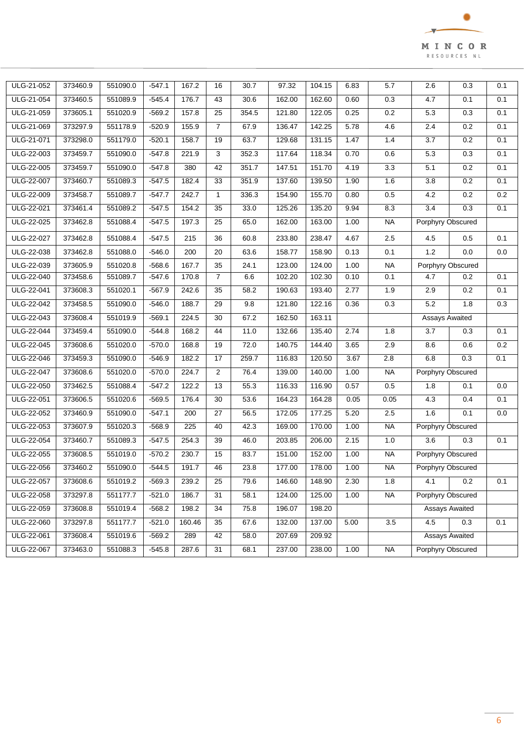| | | | | | | | | | | | | | |
|---|---|---|---|---|---|---|---|---|---|---|---|---|---|
| ULG-21-052 | 373460.9 | 551090.0 | -547.1 | 167.2 | 16 | 30.7 | 97.32 | 104.15 | 6.83 | 5.7 | 2.6 | 0.3 | 0.1 |
| ULG-21-054 | 373460.5 | 551089.9 | -545.4 | 176.7 | 43 | 30.6 | 162.00 | 162.60 | 0.60 | 0.3 | 4.7 | 0.1 | 0.1 |
| ULG-21-059 | 373605.1 | 551020.9 | -569.2 | 157.8 | 25 | 354.5 | 121.80 | 122.05 | 0.25 | 0.2 | 5.3 | 0.3 | 0.1 |
| ULG-21-069 | 373297.9 | 551178.9 | -520.9 | 155.9 | 7 | 67.9 | 136.47 | 142.25 | 5.78 | 4.6 | 2.4 | 0.2 | 0.1 |
| ULG-21-071 | 373298.0 | 551179.0 | -520.1 | 158.7 | 19 | 63.7 | 129.68 | 131.15 | 1.47 | 1.4 | 3.7 | 0.2 | 0.1 |
| ULG-22-003 | 373459.7 | 551090.0 | -547.8 | 221.9 | 3 | 352.3 | 117.64 | 118.34 | 0.70 | 0.6 | 5.3 | 0.3 | 0.1 |
| ULG-22-005 | 373459.7 | 551090.0 | -547.8 | 380 | 42 | 351.7 | 147.51 | 151.70 | 4.19 | 3.3 | 5.1 | 0.2 | 0.1 |
| ULG-22-007 | 373460.7 | 551089.3 | -547.5 | 182.4 | 33 | 351.9 | 137.60 | 139.50 | 1.90 | 1.6 | 3.8 | 0.2 | 0.1 |
| ULG-22-009 | 373458.7 | 551089.7 | -547.7 | 242.7 | 1 | 336.3 | 154.90 | 155.70 | 0.80 | 0.5 | 4.2 | 0.2 | 0.2 |
| ULG-22-021 | 373461.4 | 551089.2 | -547.5 | 154.2 | 35 | 33.0 | 125.26 | 135.20 | 9.94 | 8.3 | 3.4 | 0.3 | 0.1 |
| ULG-22-025 | 373462.8 | 551088.4 | -547.5 | 197.3 | 25 | 65.0 | 162.00 | 163.00 | 1.00 | NA | Porphyry Obscured | | |
| ULG-22-027 | 373462.8 | 551088.4 | -547.5 | 215 | 36 | 60.8 | 233.80 | 238.47 | 4.67 | 2.5 | 4.5 | 0.5 | 0.1 |
| ULG-22-038 | 373462.8 | 551088.0 | -546.0 | 200 | 20 | 63.6 | 158.77 | 158.90 | 0.13 | 0.1 | 1.2 | 0.0 | 0.0 |
| ULG-22-039 | 373605.9 | 551020.8 | -568.6 | 167.7 | 35 | 24.1 | 123.00 | 124.00 | 1.00 | NA | Porphyry Obscured | | |
| ULG-22-040 | 373458.6 | 551089.7 | -547.6 | 170.8 | 7 | 6.6 | 102.20 | 102.30 | 0.10 | 0.1 | 4.7 | 0.2 | 0.1 |
| ULG-22-041 | 373608.3 | 551020.1 | -567.9 | 242.6 | 35 | 58.2 | 190.63 | 193.40 | 2.77 | 1.9 | 2.9 | 0.2 | 0.1 |
| ULG-22-042 | 373458.5 | 551090.0 | -546.0 | 188.7 | 29 | 9.8 | 121.80 | 122.16 | 0.36 | 0.3 | 5.2 | 1.8 | 0.3 |
| ULG-22-043 | 373608.4 | 551019.9 | -569.1 | 224.5 | 30 | 67.2 | 162.50 | 163.11 | | | Assays Awaited | | |
| ULG-22-044 | 373459.4 | 551090.0 | -544.8 | 168.2 | 44 | 11.0 | 132.66 | 135.40 | 2.74 | 1.8 | 3.7 | 0.3 | 0.1 |
| ULG-22-045 | 373608.6 | 551020.0 | -570.0 | 168.8 | 19 | 72.0 | 140.75 | 144.40 | 3.65 | 2.9 | 8.6 | 0.6 | 0.2 |
| ULG-22-046 | 373459.3 | 551090.0 | -546.9 | 182.2 | 17 | 259.7 | 116.83 | 120.50 | 3.67 | 2.8 | 6.8 | 0.3 | 0.1 |
| ULG-22-047 | 373608.6 | 551020.0 | -570.0 | 224.7 | 2 | 76.4 | 139.00 | 140.00 | 1.00 | NA | Porphyry Obscured | | |
| ULG-22-050 | 373462.5 | 551088.4 | -547.2 | 122.2 | 13 | 55.3 | 116.33 | 116.90 | 0.57 | 0.5 | 1.8 | 0.1 | 0.0 |
| ULG-22-051 | 373606.5 | 551020.6 | -569.5 | 176.4 | 30 | 53.6 | 164.23 | 164.28 | 0.05 | 0.05 | 4.3 | 0.4 | 0.1 |
| ULG-22-052 | 373460.9 | 551090.0 | -547.1 | 200 | 27 | 56.5 | 172.05 | 177.25 | 5.20 | 2.5 | 1.6 | 0.1 | 0.0 |
| ULG-22-053 | 373607.9 | 551020.3 | -568.9 | 225 | 40 | 42.3 | 169.00 | 170.00 | 1.00 | NA | Porphyry Obscured | | |
| ULG-22-054 | 373460.7 | 551089.3 | -547.5 | 254.3 | 39 | 46.0 | 203.85 | 206.00 | 2.15 | 1.0 | 3.6 | 0.3 | 0.1 |
| ULG-22-055 | 373608.5 | 551019.0 | -570.2 | 230.7 | 15 | 83.7 | 151.00 | 152.00 | 1.00 | NA | Porphyry Obscured | | |
| ULG-22-056 | 373460.2 | 551090.0 | -544.5 | 191.7 | 46 | 23.8 | 177.00 | 178.00 | 1.00 | NA | Porphyry Obscured | | |
| ULG-22-057 | 373608.6 | 551019.2 | -569.3 | 239.2 | 25 | 79.6 | 146.60 | 148.90 | 2.30 | 1.8 | 4.1 | 0.2 | 0.1 |
| ULG-22-058 | 373297.8 | 551177.7 | -521.0 | 186.7 | 31 | 58.1 | 124.00 | 125.00 | 1.00 | NA | Porphyry Obscured | | |
| ULG-22-059 | 373608.8 | 551019.4 | -568.2 | 198.2 | 34 | 75.8 | 196.07 | 198.20 | | | Assays Awaited | | |
| ULG-22-060 | 373297.8 | 551177.7 | -521.0 | 160.46 | 35 | 67.6 | 132.00 | 137.00 | 5.00 | 3.5 | 4.5 | 0.3 | 0.1 |
| ULG-22-061 | 373608.4 | 551019.6 | -569.2 | 289 | 42 | 58.0 | 207.69 | 209.92 | | | Assays Awaited | | |
| ULG-22-067 | 373463.0 | 551088.3 | -545.8 | 287.6 | 31 | 68.1 | 237.00 | 238.00 | 1.00 | NA | Porphyry Obscured | | |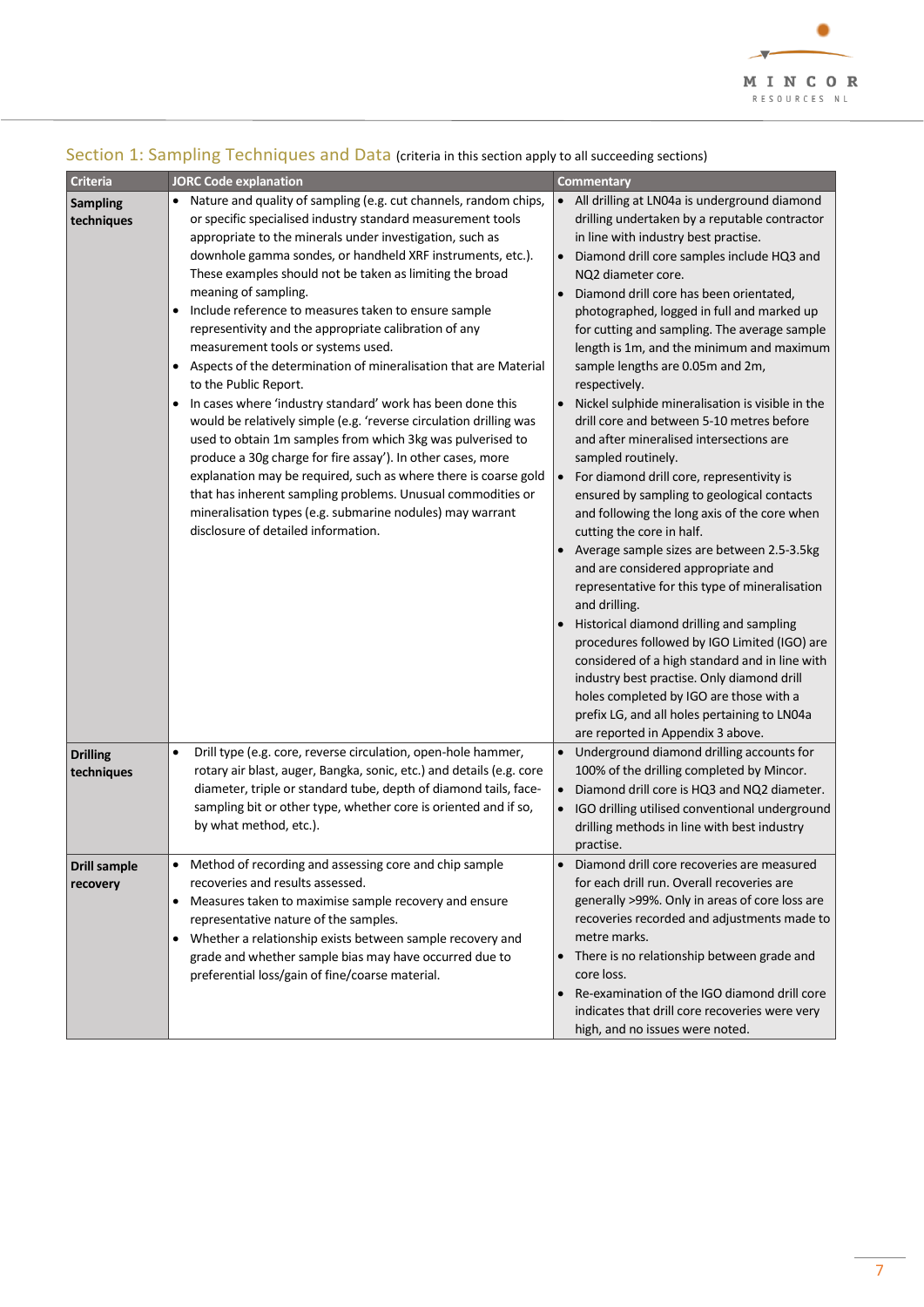## Section 1: Sampling Techniques and Data (criteria in this section apply to all succeeding sections)

| Criteria | JORC Code explanation | Commentary |
|---|---|---|
| **Sampling techniques** | • Nature and quality of sampling (e.g. cut channels, random chips, or specific specialised industry standard measurement tools appropriate to the minerals under investigation, such as downhole gamma sondes, or handheld XRF instruments, etc.). These examples should not be taken as limiting the broad meaning of sampling.<br>• Include reference to measures taken to ensure sample representivity and the appropriate calibration of any measurement tools or systems used.<br>• Aspects of the determination of mineralisation that are Material to the Public Report.<br>• In cases where 'industry standard' work has been done this would be relatively simple (e.g. 'reverse circulation drilling was used to obtain 1m samples from which 3kg was pulverised to produce a 30g charge for fire assay'). In other cases, more explanation may be required, such as where there is coarse gold that has inherent sampling problems. Unusual commodities or mineralisation types (e.g. submarine nodules) may warrant disclosure of detailed information. | • All drilling at LN04a is underground diamond drilling undertaken by a reputable contractor in line with industry best practise.<br>• Diamond drill core samples include HQ3 and NQ2 diameter core.<br>• Diamond drill core has been orientated, photographed, logged in full and marked up for cutting and sampling. The average sample length is 1m, and the minimum and maximum sample lengths are 0.05m and 2m, respectively.<br>• Nickel sulphide mineralisation is visible in the drill core and between 5-10 metres before and after mineralised intersections are sampled routinely.<br>• For diamond drill core, representivity is ensured by sampling to geological contacts and following the long axis of the core when cutting the core in half.<br>• Average sample sizes are between 2.5-3.5kg and are considered appropriate and representative for this type of mineralisation and drilling.<br>• Historical diamond drilling and sampling procedures followed by IGO Limited (IGO) are considered of a high standard and in line with industry best practise. Only diamond drill holes completed by IGO are those with a prefix LG, and all holes pertaining to LN04a are reported in Appendix 3 above. |
| **Drilling techniques** | • Drill type (e.g. core, reverse circulation, open-hole hammer, rotary air blast, auger, Bangka, sonic, etc.) and details (e.g. core diameter, triple or standard tube, depth of diamond tails, face-sampling bit or other type, whether core is oriented and if so, by what method, etc.). | • Underground diamond drilling accounts for 100% of the drilling completed by Mincor.<br>• Diamond drill core is HQ3 and NQ2 diameter.<br>• IGO drilling utilised conventional underground drilling methods in line with best industry practise. |
| **Drill sample recovery** | • Method of recording and assessing core and chip sample recoveries and results assessed.<br>• Measures taken to maximise sample recovery and ensure representative nature of the samples.<br>• Whether a relationship exists between sample recovery and grade and whether sample bias may have occurred due to preferential loss/gain of fine/coarse material. | • Diamond drill core recoveries are measured for each drill run. Overall recoveries are generally >99%. Only in areas of core loss are recoveries recorded and adjustments made to metre marks.<br>• There is no relationship between grade and core loss.<br>• Re-examination of the IGO diamond drill core indicates that drill core recoveries were very high, and no issues were noted. |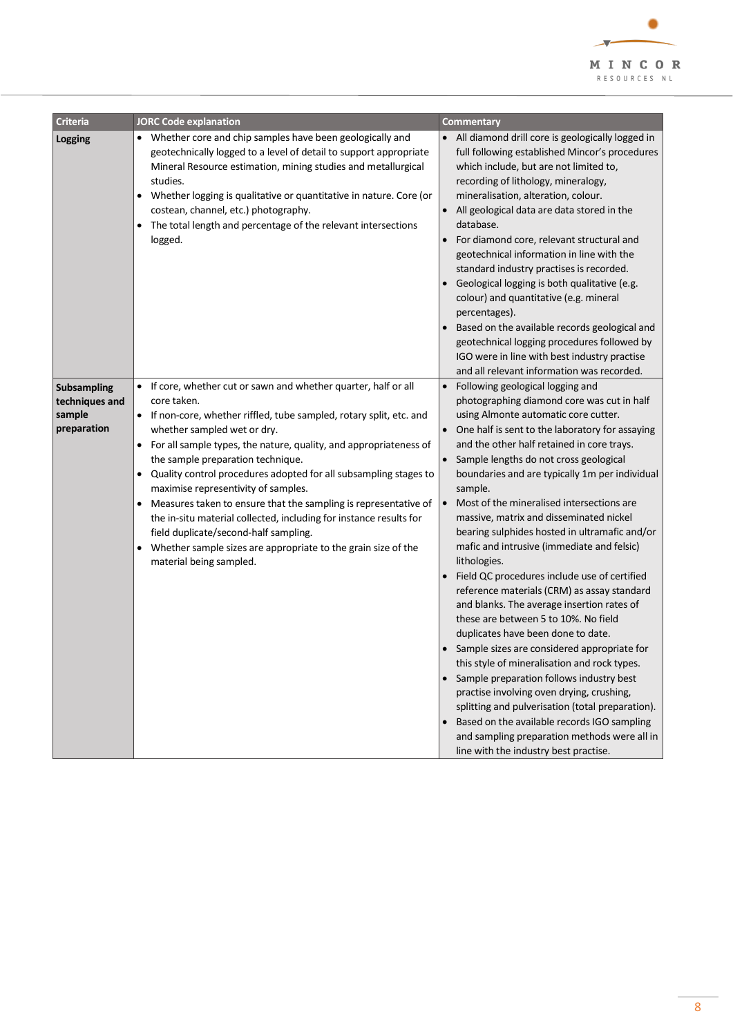| Criteria | JORC Code explanation | Commentary |
| --- | --- | --- |
| **Logging** | • Whether core and chip samples have been geologically and geotechnically logged to a level of detail to support appropriate Mineral Resource estimation, mining studies and metallurgical studies.<br>• Whether logging is qualitative or quantitative in nature. Core (or costean, channel, etc.) photography.<br>• The total length and percentage of the relevant intersections logged. | • All diamond drill core is geologically logged in full following established Mincor's procedures which include, but are not limited to, recording of lithology, mineralogy, mineralisation, alteration, colour.<br>• All geological data are data stored in the database.<br>• For diamond core, relevant structural and geotechnical information in line with the standard industry practises is recorded.<br>• Geological logging is both qualitative (e.g. colour) and quantitative (e.g. mineral percentages).<br>• Based on the available records geological and geotechnical logging procedures followed by IGO were in line with best industry practise and all relevant information was recorded. |
| **Subsampling techniques and sample preparation** | • If core, whether cut or sawn and whether quarter, half or all core taken.<br>• If non-core, whether riffled, tube sampled, rotary split, etc. and whether sampled wet or dry.<br>• For all sample types, the nature, quality, and appropriateness of the sample preparation technique.<br>• Quality control procedures adopted for all subsampling stages to maximise representivity of samples.<br>• Measures taken to ensure that the sampling is representative of the in-situ material collected, including for instance results for field duplicate/second-half sampling.<br>• Whether sample sizes are appropriate to the grain size of the material being sampled. | • Following geological logging and photographing diamond core was cut in half using Almonte automatic core cutter.<br>• One half is sent to the laboratory for assaying and the other half retained in core trays.<br>• Sample lengths do not cross geological boundaries and are typically 1m per individual sample.<br>• Most of the mineralised intersections are massive, matrix and disseminated nickel bearing sulphides hosted in ultramafic and/or mafic and intrusive (immediate and felsic) lithologies.<br>• Field QC procedures include use of certified reference materials (CRM) as assay standard and blanks. The average insertion rates of these are between 5 to 10%. No field duplicates have been done to date.<br>• Sample sizes are considered appropriate for this style of mineralisation and rock types.<br>• Sample preparation follows industry best practise involving oven drying, crushing, splitting and pulverisation (total preparation).<br>• Based on the available records IGO sampling and sampling preparation methods were all in line with the industry best practise. |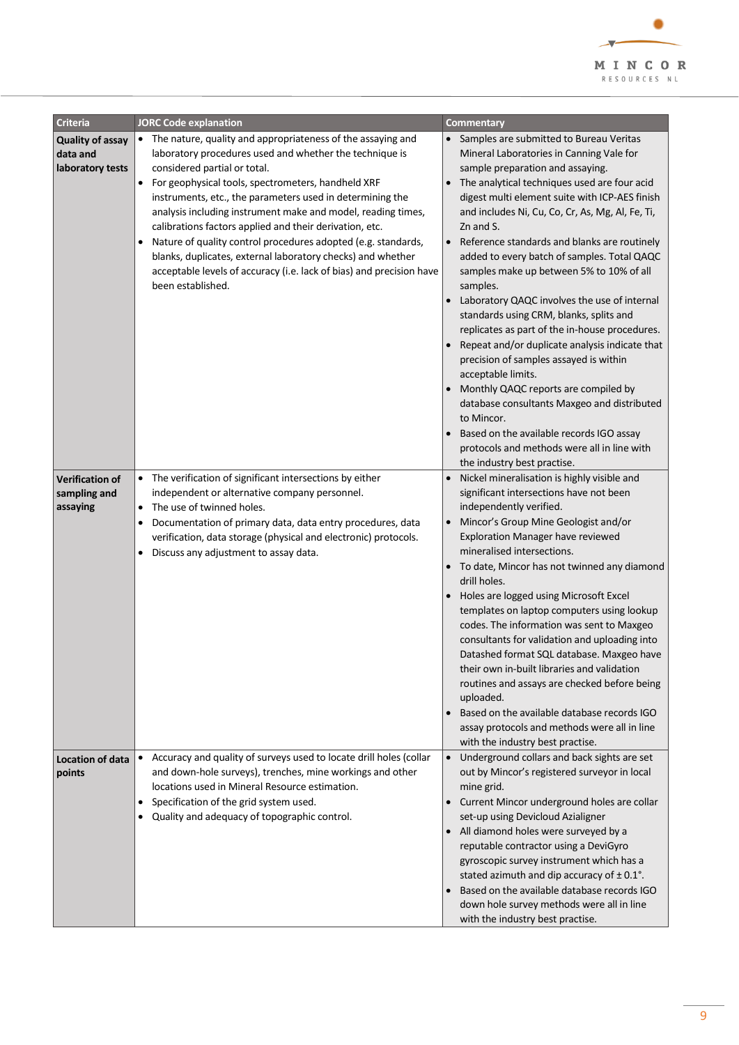| Criteria | JORC Code explanation | Commentary |
|---|---|---|
| **Quality of assay data and laboratory tests** | • The nature, quality and appropriateness of the assaying and laboratory procedures used and whether the technique is considered partial or total.<br>• For geophysical tools, spectrometers, handheld XRF instruments, etc., the parameters used in determining the analysis including instrument make and model, reading times, calibrations factors applied and their derivation, etc.<br>• Nature of quality control procedures adopted (e.g. standards, blanks, duplicates, external laboratory checks) and whether acceptable levels of accuracy (i.e. lack of bias) and precision have been established. | • Samples are submitted to Bureau Veritas Mineral Laboratories in Canning Vale for sample preparation and assaying.<br>• The analytical techniques used are four acid digest multi element suite with ICP-AES finish and includes Ni, Cu, Co, Cr, As, Mg, Al, Fe, Ti, Zn and S.<br>• Reference standards and blanks are routinely added to every batch of samples. Total QAQC samples make up between 5% to 10% of all samples.<br>• Laboratory QAQC involves the use of internal standards using CRM, blanks, splits and replicates as part of the in-house procedures.<br>• Repeat and/or duplicate analysis indicate that precision of samples assayed is within acceptable limits.<br>• Monthly QAQC reports are compiled by database consultants Maxgeo and distributed to Mincor.<br>• Based on the available records IGO assay protocols and methods were all in line with the industry best practise. |
| **Verification of sampling and assaying** | • The verification of significant intersections by either independent or alternative company personnel.<br>• The use of twinned holes.<br>• Documentation of primary data, data entry procedures, data verification, data storage (physical and electronic) protocols.<br>• Discuss any adjustment to assay data. | • Nickel mineralisation is highly visible and significant intersections have not been independently verified.<br>• Mincor's Group Mine Geologist and/or Exploration Manager have reviewed mineralised intersections.<br>• To date, Mincor has not twinned any diamond drill holes.<br>• Holes are logged using Microsoft Excel templates on laptop computers using lookup codes. The information was sent to Maxgeo consultants for validation and uploading into Datashed format SQL database. Maxgeo have their own in-built libraries and validation routines and assays are checked before being uploaded.<br>• Based on the available database records IGO assay protocols and methods were all in line with the industry best practise. |
| **Location of data points** | • Accuracy and quality of surveys used to locate drill holes (collar and down-hole surveys), trenches, mine workings and other locations used in Mineral Resource estimation.<br>• Specification of the grid system used.<br>• Quality and adequacy of topographic control. | • Underground collars and back sights are set out by Mincor's registered surveyor in local mine grid.<br>• Current Mincor underground holes are collar set-up using Devicloud Azialigner<br>• All diamond holes were surveyed by a reputable contractor using a DeviGyro gyroscopic survey instrument which has a stated azimuth and dip accuracy of ± 0.1°.<br>• Based on the available database records IGO down hole survey methods were all in line with the industry best practise. |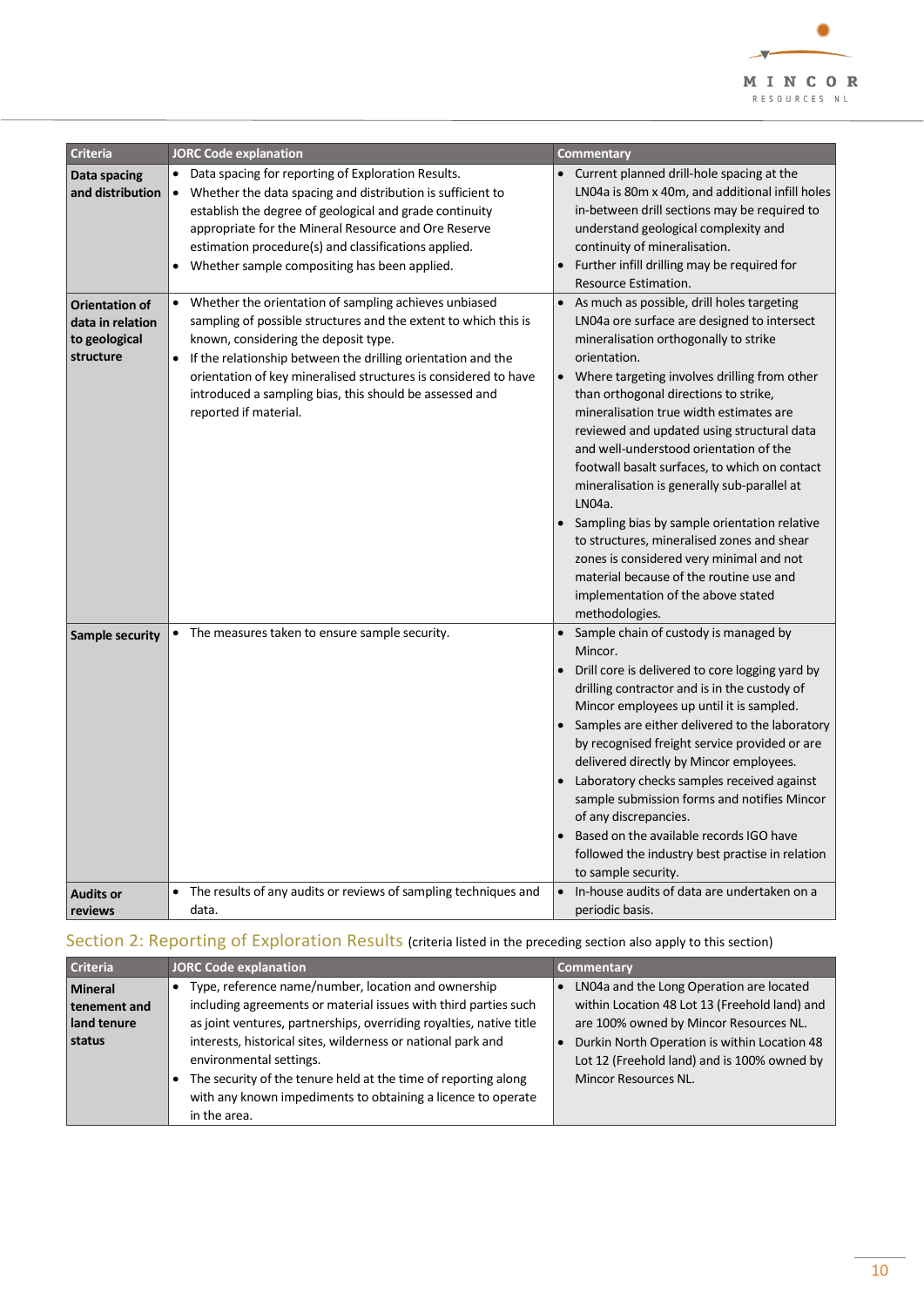| Criteria | JORC Code explanation | Commentary |
|---|---|---|
| **Data spacing and distribution** | • Data spacing for reporting of Exploration Results.<br>• Whether the data spacing and distribution is sufficient to establish the degree of geological and grade continuity appropriate for the Mineral Resource and Ore Reserve estimation procedure(s) and classifications applied.<br>• Whether sample compositing has been applied. | • Current planned drill-hole spacing at the LN04a is 80m x 40m, and additional infill holes in-between drill sections may be required to understand geological complexity and continuity of mineralisation.<br>• Further infill drilling may be required for Resource Estimation. |
| **Orientation of data in relation to geological structure** | • Whether the orientation of sampling achieves unbiased sampling of possible structures and the extent to which this is known, considering the deposit type.<br>• If the relationship between the drilling orientation and the orientation of key mineralised structures is considered to have introduced a sampling bias, this should be assessed and reported if material. | • As much as possible, drill holes targeting LN04a ore surface are designed to intersect mineralisation orthogonally to strike orientation.<br>• Where targeting involves drilling from other than orthogonal directions to strike, mineralisation true width estimates are reviewed and updated using structural data and well-understood orientation of the footwall basalt surfaces, to which on contact mineralisation is generally sub-parallel at LN04a.<br>• Sampling bias by sample orientation relative to structures, mineralised zones and shear zones is considered very minimal and not material because of the routine use and implementation of the above stated methodologies. |
| **Sample security** | • The measures taken to ensure sample security. | • Sample chain of custody is managed by Mincor.<br>• Drill core is delivered to core logging yard by drilling contractor and is in the custody of Mincor employees up until it is sampled.<br>• Samples are either delivered to the laboratory by recognised freight service provided or are delivered directly by Mincor employees.<br>• Laboratory checks samples received against sample submission forms and notifies Mincor of any discrepancies.<br>• Based on the available records IGO have followed the industry best practise in relation to sample security. |
| **Audits or reviews** | • The results of any audits or reviews of sampling techniques and data. | • In-house audits of data are undertaken on a periodic basis. |

## Section 2: Reporting of Exploration Results (criteria listed in the preceding section also apply to this section)

| Criteria | JORC Code explanation | Commentary |
|---|---|---|
| **Mineral tenement and land tenure status** | • Type, reference name/number, location and ownership including agreements or material issues with third parties such as joint ventures, partnerships, overriding royalties, native title interests, historical sites, wilderness or national park and environmental settings.<br>• The security of the tenure held at the time of reporting along with any known impediments to obtaining a licence to operate in the area. | • LN04a and the Long Operation are located within Location 48 Lot 13 (Freehold land) and are 100% owned by Mincor Resources NL.<br>• Durkin North Operation is within Location 48 Lot 12 (Freehold land) and is 100% owned by Mincor Resources NL. |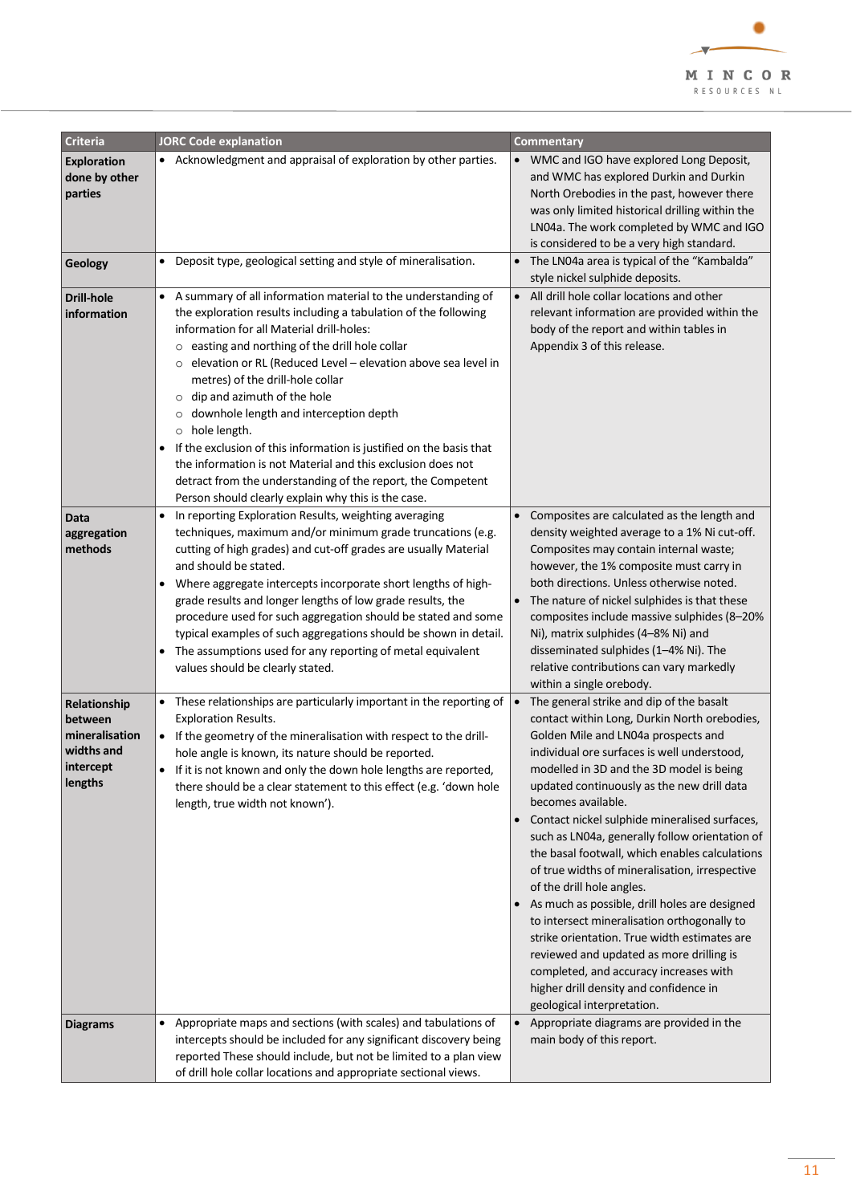| Criteria | JORC Code explanation | Commentary |
|---|---|---|
| **Exploration done by other parties** | • Acknowledgment and appraisal of exploration by other parties. | • WMC and IGO have explored Long Deposit, and WMC has explored Durkin and Durkin North Orebodies in the past, however there was only limited historical drilling within the LN04a. The work completed by WMC and IGO is considered to be a very high standard. |
| **Geology** | • Deposit type, geological setting and style of mineralisation. | • The LN04a area is typical of the "Kambalda" style nickel sulphide deposits. |
| **Drill-hole information** | • A summary of all information material to the understanding of the exploration results including a tabulation of the following information for all Material drill-holes:<br>○ easting and northing of the drill hole collar<br>○ elevation or RL (Reduced Level – elevation above sea level in metres) of the drill-hole collar<br>○ dip and azimuth of the hole<br>○ downhole length and interception depth<br>○ hole length.<br>• If the exclusion of this information is justified on the basis that the information is not Material and this exclusion does not detract from the understanding of the report, the Competent Person should clearly explain why this is the case. | • All drill hole collar locations and other relevant information are provided within the body of the report and within tables in Appendix 3 of this release. |
| **Data aggregation methods** | • In reporting Exploration Results, weighting averaging techniques, maximum and/or minimum grade truncations (e.g. cutting of high grades) and cut-off grades are usually Material and should be stated.<br>• Where aggregate intercepts incorporate short lengths of high-grade results and longer lengths of low grade results, the procedure used for such aggregation should be stated and some typical examples of such aggregations should be shown in detail.<br>• The assumptions used for any reporting of metal equivalent values should be clearly stated. | • Composites are calculated as the length and density weighted average to a 1% Ni cut-off. Composites may contain internal waste; however, the 1% composite must carry in both directions. Unless otherwise noted.<br>• The nature of nickel sulphides is that these composites include massive sulphides (8–20% Ni), matrix sulphides (4–8% Ni) and disseminated sulphides (1–4% Ni). The relative contributions can vary markedly within a single orebody. |
| **Relationship between mineralisation widths and intercept lengths** | • These relationships are particularly important in the reporting of Exploration Results.<br>• If the geometry of the mineralisation with respect to the drill-hole angle is known, its nature should be reported.<br>• If it is not known and only the down hole lengths are reported, there should be a clear statement to this effect (e.g. 'down hole length, true width not known'). | • The general strike and dip of the basalt contact within Long, Durkin North orebodies, Golden Mile and LN04a prospects and individual ore surfaces is well understood, modelled in 3D and the 3D model is being updated continuously as the new drill data becomes available.<br>• Contact nickel sulphide mineralised surfaces, such as LN04a, generally follow orientation of the basal footwall, which enables calculations of true widths of mineralisation, irrespective of the drill hole angles.<br>• As much as possible, drill holes are designed to intersect mineralisation orthogonally to strike orientation. True width estimates are reviewed and updated as more drilling is completed, and accuracy increases with higher drill density and confidence in geological interpretation. |
| **Diagrams** | • Appropriate maps and sections (with scales) and tabulations of intercepts should be included for any significant discovery being reported These should include, but not be limited to a plan view of drill hole collar locations and appropriate sectional views. | • Appropriate diagrams are provided in the main body of this report. |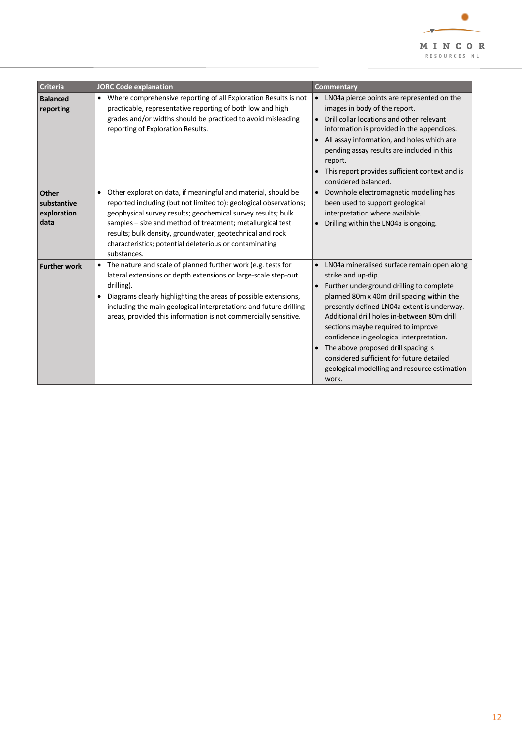| Criteria | JORC Code explanation | Commentary |
|---|---|---|
| **Balanced reporting** | • Where comprehensive reporting of all Exploration Results is not practicable, representative reporting of both low and high grades and/or widths should be practiced to avoid misleading reporting of Exploration Results. | • LN04a pierce points are represented on the images in body of the report.<br>• Drill collar locations and other relevant information is provided in the appendices.<br>• All assay information, and holes which are pending assay results are included in this report.<br>• This report provides sufficient context and is considered balanced. |
| **Other substantive exploration data** | • Other exploration data, if meaningful and material, should be reported including (but not limited to): geological observations; geophysical survey results; geochemical survey results; bulk samples – size and method of treatment; metallurgical test results; bulk density, groundwater, geotechnical and rock characteristics; potential deleterious or contaminating substances. | • Downhole electromagnetic modelling has been used to support geological interpretation where available.<br>• Drilling within the LN04a is ongoing. |
| **Further work** | • The nature and scale of planned further work (e.g. tests for lateral extensions or depth extensions or large-scale step-out drilling).<br>• Diagrams clearly highlighting the areas of possible extensions, including the main geological interpretations and future drilling areas, provided this information is not commercially sensitive. | • LN04a mineralised surface remain open along strike and up-dip.<br>• Further underground drilling to complete planned 80m x 40m drill spacing within the presently defined LN04a extent is underway. Additional drill holes in-between 80m drill sections maybe required to improve confidence in geological interpretation.<br>• The above proposed drill spacing is considered sufficient for future detailed geological modelling and resource estimation work. |